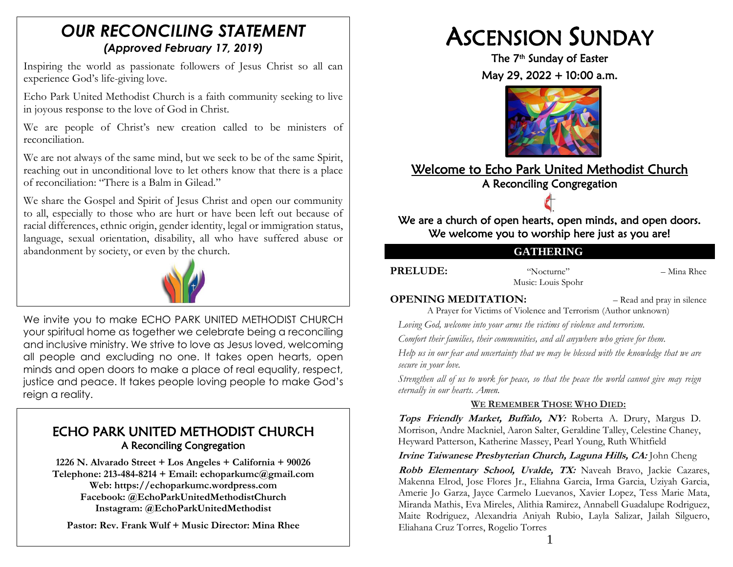# *OUR RECONCILING STATEMENT*

### *(Approved February 17, 2019)*

Inspiring the world as passionate followers of Jesus Christ so all can experience God's life-giving love.

Echo Park United Methodist Church is a faith community seeking to live in joyous response to the love of God in Christ.

We are people of Christ's new creation called to be ministers of reconciliation.

We are not always of the same mind, but we seek to be of the same Spirit, reaching out in unconditional love to let others know that there is a place of reconciliation: "There is a Balm in Gilead."

We share the Gospel and Spirit of Jesus Christ and open our community to all, especially to those who are hurt or have been left out because of racial differences, ethnic origin, gender identity, legal or immigration status, language, sexual orientation, disability, all who have suffered abuse or abandonment by society, or even by the church.

We invite you to make ECHO PARK UNITED METHODIST CHURCH your spiritual home as together we celebrate being a reconciling and inclusive ministry. We strive to love as Jesus loved, welcoming all people and excluding no one. It takes open hearts, open minds and open doors to make a place of real equality, respect, justice and peace. It takes people loving people to make God's reign a reality.

## ECHO PARK UNITED METHODIST CHURCH

A Reconciling Congregation

**1226 N. Alvarado Street + Los Angeles + California + 90026**
**Telephone: 213-484-8214 + Email: echoparkumc@gmail.com**
**Web: https://echoparkumc.wordpress.com**
**Facebook: @EchoParkUnitedMethodistChurch**
**Instagram: @EchoParkUnitedMethodist**

**Pastor: Rev. Frank Wulf + Music Director: Mina Rhee**

# ASCENSION SUNDAY

The 7th Sunday of Easter

May 29, 2022 + 10:00 a.m.

## Welcome to Echo Park United Methodist Church

A Reconciling Congregation

We are a church of open hearts, open minds, and open doors.
We welcome you to worship here just as you are!

## GATHERING

**PRELUDE:** "Nocturne" – Mina Rhee
Music: Louis Spohr

**OPENING MEDITATION:** – Read and pray in silence
A Prayer for Victims of Violence and Terrorism (Author unknown)

*Loving God, welcome into your arms the victims of violence and terrorism.*

*Comfort their families, their communities, and all anywhere who grieve for them.*

*Help us in our fear and uncertainty that we may be blessed with the knowledge that we are secure in your love.*

*Strengthen all of us to work for peace, so that the peace the world cannot give may reign eternally in our hearts. Amen.*

**WE REMEMBER THOSE WHO DIED:**

***Tops Friendly Market, Buffalo, NY:*** Roberta A. Drury, Margus D. Morrison, Andre Mackniel, Aaron Salter, Geraldine Talley, Celestine Chaney, Heyward Patterson, Katherine Massey, Pearl Young, Ruth Whitfield

***Irvine Taiwanese Presbyterian Church, Laguna Hills, CA:*** John Cheng

***Robb Elementary School, Uvalde, TX:*** Naveah Bravo, Jackie Cazares, Makenna Elrod, Jose Flores Jr., Eliahna Garcia, Irma Garcia, Uziyah Garcia, Amerie Jo Garza, Jayce Carmelo Luevanos, Xavier Lopez, Tess Marie Mata, Miranda Mathis, Eva Mireles, Alithia Ramirez, Annabell Guadalupe Rodriguez, Maite Rodriguez, Alexandria Aniyah Rubio, Layla Salizar, Jailah Silguero, Eliahana Cruz Torres, Rogelio Torres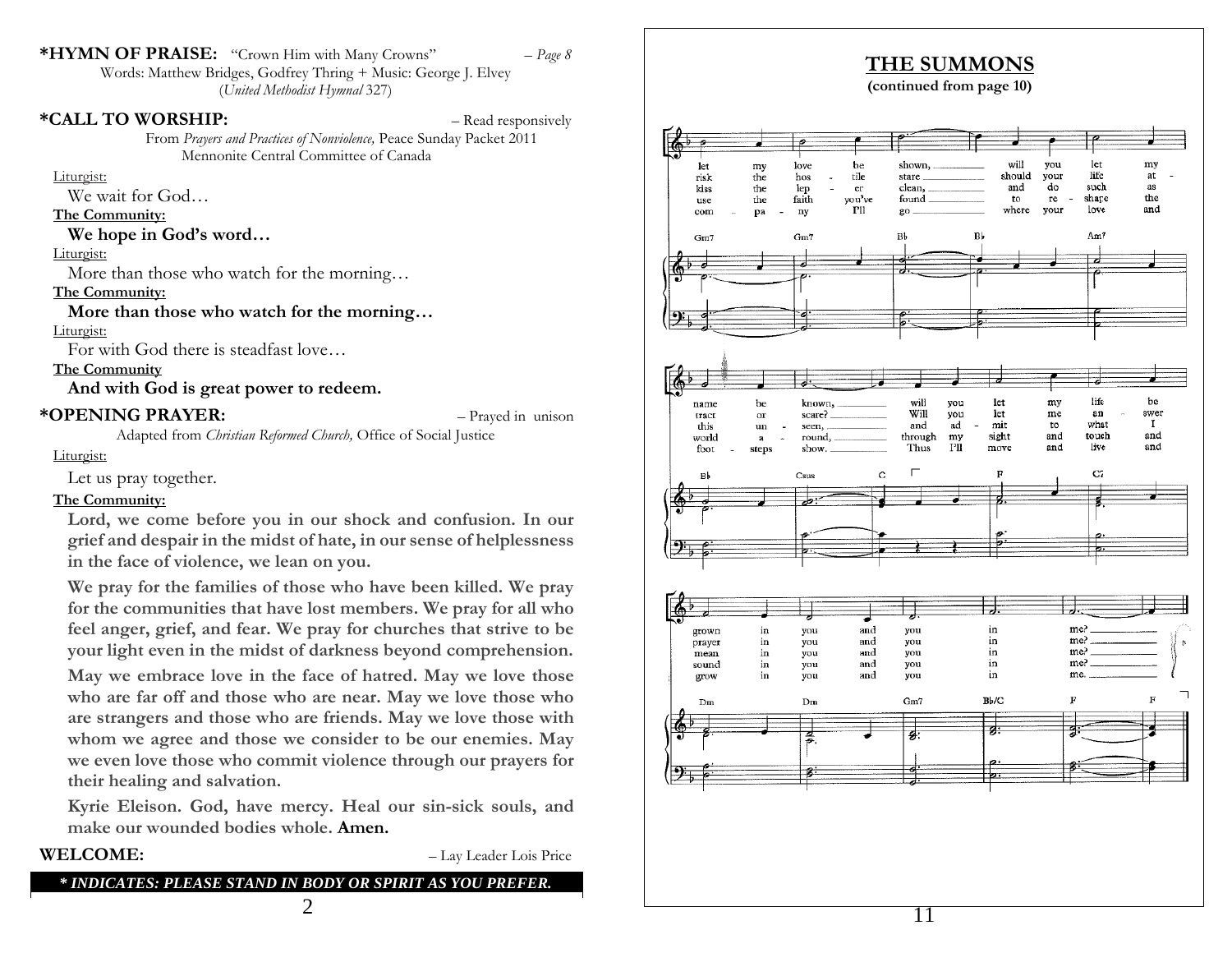**\*HYMN OF PRAISE:** "Crown Him with Many Crowns" – *Page 8*

Words: Matthew Bridges, Godfrey Thring + Music: George J. Elvey (*United Methodist Hymnal* 327)

**\*CALL TO WORSHIP:** – Read responsively

From *Prayers and Practices of Nonviolence,* Peace Sunday Packet 2011 Mennonite Central Committee of Canada

Liturgist:

We wait for God…

**The Community:**

**We hope in God's word…**

Liturgist:

More than those who watch for the morning…

**The Community:**

**More than those who watch for the morning…**

Liturgist:

For with God there is steadfast love…

**The Community**

**And with God is great power to redeem.**

**\*OPENING PRAYER:** – Prayed in unison

Adapted from *Christian Reformed Church,* Office of Social Justice

Liturgist:

Let us pray together.

**The Community:**

**Lord, we come before you in our shock and confusion. In our grief and despair in the midst of hate, in our sense of helplessness in the face of violence, we lean on you.**

**We pray for the families of those who have been killed. We pray for the communities that have lost members. We pray for all who feel anger, grief, and fear. We pray for churches that strive to be your light even in the midst of darkness beyond comprehension.**

**May we embrace love in the face of hatred. May we love those who are far off and those who are near. May we love those who are strangers and those who are friends. May we love those with whom we agree and those we consider to be our enemies. May we even love those who commit violence through our prayers for their healing and salvation.**

**Kyrie Eleison. God, have mercy. Heal our sin-sick souls, and make our wounded bodies whole. Amen.**

**WELCOME:** – Lay Leader Lois Price

***\* INDICATES: PLEASE STAND IN BODY OR SPIRIT AS YOU PREFER.***

## THE SUMMONS

**(continued from page 10)**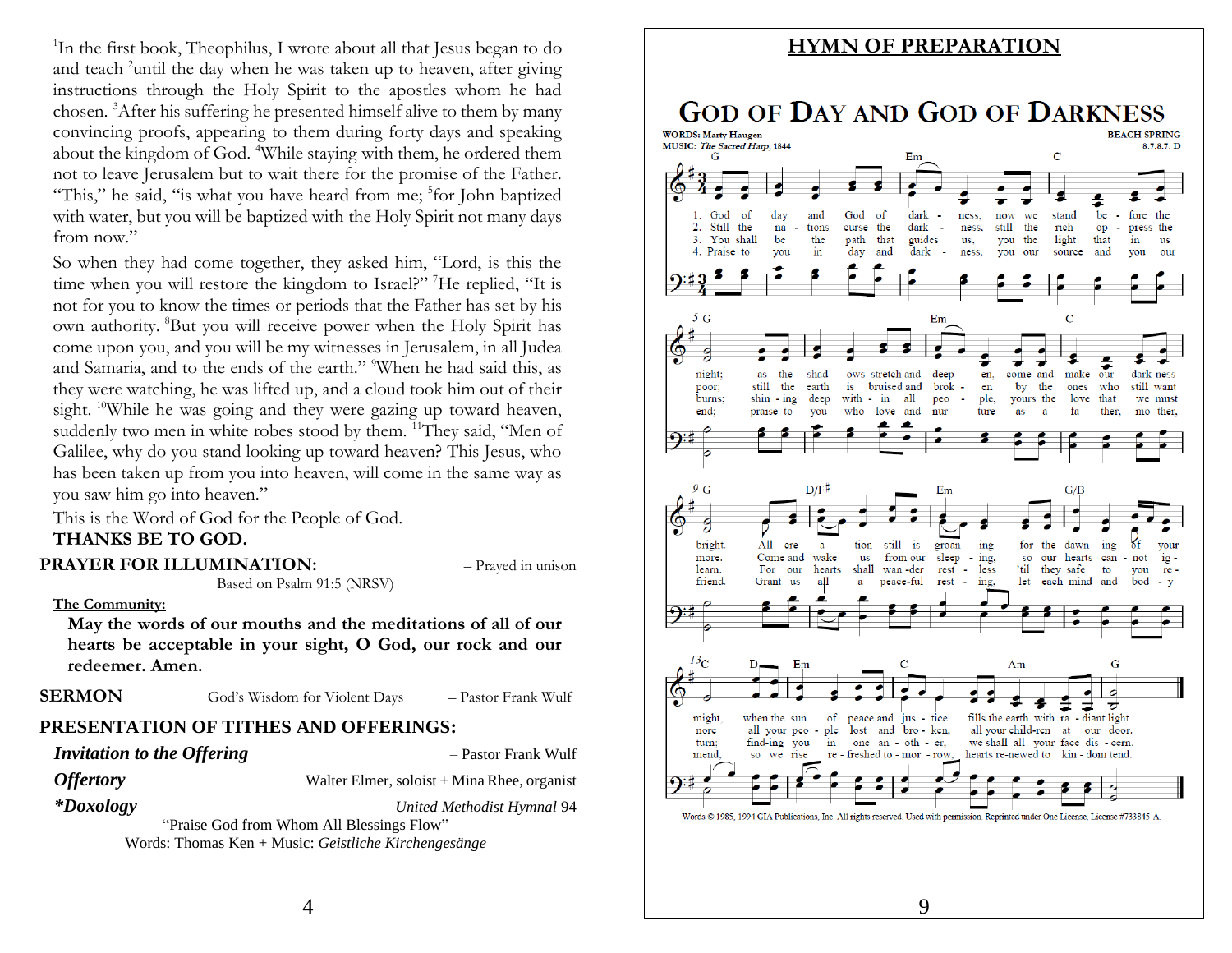[1]In the first book, Theophilus, I wrote about all that Jesus began to do and teach [2]until the day when he was taken up to heaven, after giving instructions through the Holy Spirit to the apostles whom he had chosen. [3]After his suffering he presented himself alive to them by many convincing proofs, appearing to them during forty days and speaking about the kingdom of God. [4]While staying with them, he ordered them not to leave Jerusalem but to wait there for the promise of the Father. "This," he said, "is what you have heard from me; [5]for John baptized with water, but you will be baptized with the Holy Spirit not many days from now."

So when they had come together, they asked him, "Lord, is this the time when you will restore the kingdom to Israel?" [7]He replied, "It is not for you to know the times or periods that the Father has set by his own authority. [8]But you will receive power when the Holy Spirit has come upon you, and you will be my witnesses in Jerusalem, in all Judea and Samaria, and to the ends of the earth." [9]When he had said this, as they were watching, he was lifted up, and a cloud took him out of their sight. [10]While he was going and they were gazing up toward heaven, suddenly two men in white robes stood by them. [11]They said, "Men of Galilee, why do you stand looking up toward heaven? This Jesus, who has been taken up from you into heaven, will come in the same way as you saw him go into heaven."

This is the Word of God for the People of God.
**THANKS BE TO GOD.**

**PRAYER FOR ILLUMINATION:** – Prayed in unison
Based on Psalm 91:5 (NRSV)

**The Community:**
**May the words of our mouths and the meditations of all of our hearts be acceptable in your sight, O God, our rock and our redeemer. Amen.**

**SERMON** God's Wisdom for Violent Days – Pastor Frank Wulf

**PRESENTATION OF TITHES AND OFFERINGS:**

***Invitation to the Offering*** – Pastor Frank Wulf

***Offertory*** Walter Elmer, soloist + Mina Rhee, organist

***\*Doxology*** *United Methodist Hymnal* 94
"Praise God from Whom All Blessings Flow"
Words: Thomas Ken + Music: *Geistliche Kirchengesänge*

**HYMN OF PREPARATION**

# GOD OF DAY AND GOD OF DARKNESS

WORDS: Marty Haugen
MUSIC: *The Sacred Harp*, 1844
BEACH SPRING 8.7.8.7. D

1. God of day and God of dark-ness, now we stand be-fore the night; as the shad-ows stretch and deep-en, come and make our dark-ness bright. All cre-a-tion still is groan-ing for the dawn-ing of your might, when the sun of peace and jus-tice fills the earth with ra-diant light.

2. Still the na-tions curse the dark-ness, still the rich op-press the poor; still the earth is bruised and brok-en by the ones who still want more. Come and wake us from our sleep-ing, so our hearts can-not ig-nore all your peo-ple lost and bro-ken, all your child-ren at our door.

3. You shall be the path that guides us, you the light that in us burns; shin-ing deep with-in all peo-ple, yours the love that we must learn. For our hearts shall wan-der rest-less 'til they safe to you re-turn; find-ing you in one an-oth-er, we shall all your face dis-cern.

4. Praise to you in day and dark-ness, you our source and you our end; praise to you who love and nur-ture as a fa-ther, mo-ther, friend. Grant us all a peace-ful rest-ing, let each mind and bod-y mend, so we rise re-freshed to-mor-row, hearts re-newed to kin-dom tend.

Words © 1985, 1994 GIA Publications, Inc. All rights reserved. Used with permission. Reprinted under One License, License #733845-A.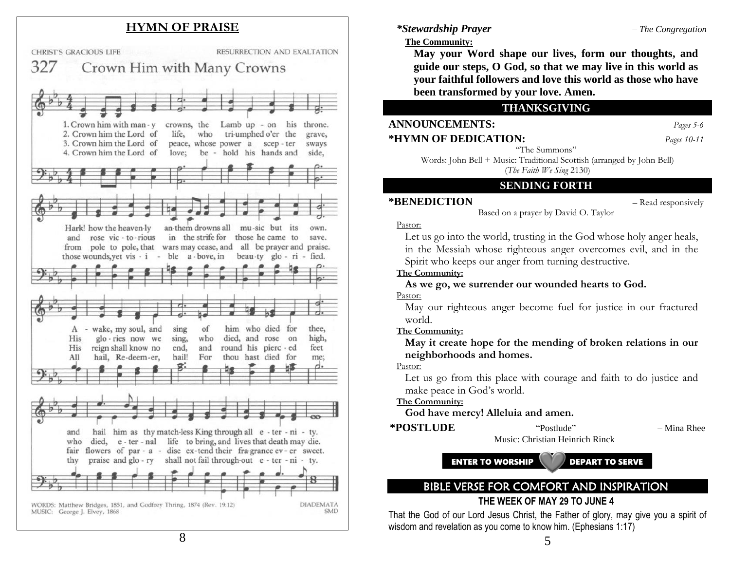## HYMN OF PRAISE

CHRIST'S GRACIOUS LIFE — RESURRECTION AND EXALTATION

### 327 Crown Him with Many Crowns

1. Crown him with many crowns, the Lamb upon his throne. Hark! how the heavenly anthem drowns all music but its own. Awake, my soul, and sing of him who died for thee, and hail him as thy matchless King through all eternity.
2. Crown him the Lord of life, who triumphed o'er the grave, and rose victorious in the strife for those he came to save. His glories now we sing, who died, and rose on high, who died, eternal life to bring, and lives that death may die.
3. Crown him the Lord of peace, whose power a scepter sways from pole to pole, that wars may cease, and all be prayer and praise. His reign shall know no end, and round his pierced feet fair flowers of paradise extend their fragrance ever sweet.
4. Crown him the Lord of love; behold his hands and side, those wounds, yet visible above, in beauty glorified. All hail, Redeemer, hail! For thou hast died for me; thy praise and glory shall not fail throughout eternity.

WORDS: Matthew Bridges, 1851, and Godfrey Thring, 1874 (Rev. 19:12)
MUSIC: George J. Elvey, 1868

DIADEMATA SMD

***Stewardship Prayer*** – *The Congregation*

**The Community:**

**May your Word shape our lives, form our thoughts, and guide our steps, O God, so that we may live in this world as your faithful followers and love this world as those who have been transformed by your love. Amen.**

## THANKSGIVING

**ANNOUNCEMENTS:** *Pages 5-6*

**\*HYMN OF DEDICATION:** *Pages 10-11*

"The Summons"
Words: John Bell + Music: Traditional Scottish (arranged by John Bell)
(*The Faith We Sing* 2130)

## SENDING FORTH

**\*BENEDICTION** – Read responsively

Based on a prayer by David O. Taylor

Pastor:
Let us go into the world, trusting in the God whose holy anger heals, in the Messiah whose righteous anger overcomes evil, and in the Spirit who keeps our anger from turning destructive.

**The Community:**
**As we go, we surrender our wounded hearts to God.**

Pastor:
May our righteous anger become fuel for justice in our fractured world.

**The Community:**
**May it create hope for the mending of broken relations in our neighborhoods and homes.**

Pastor:
Let us go from this place with courage and faith to do justice and make peace in God's world.

**The Community:**
**God have mercy! Alleluia and amen.**

**\*POSTLUDE** "Postlude" – Mina Rhee
Music: Christian Heinrich Rinck

**ENTER TO WORSHIP — DEPART TO SERVE**

## BIBLE VERSE FOR COMFORT AND INSPIRATION

**THE WEEK OF MAY 29 TO JUNE 4**

That the God of our Lord Jesus Christ, the Father of glory, may give you a spirit of wisdom and revelation as you come to know him. (Ephesians 1:17)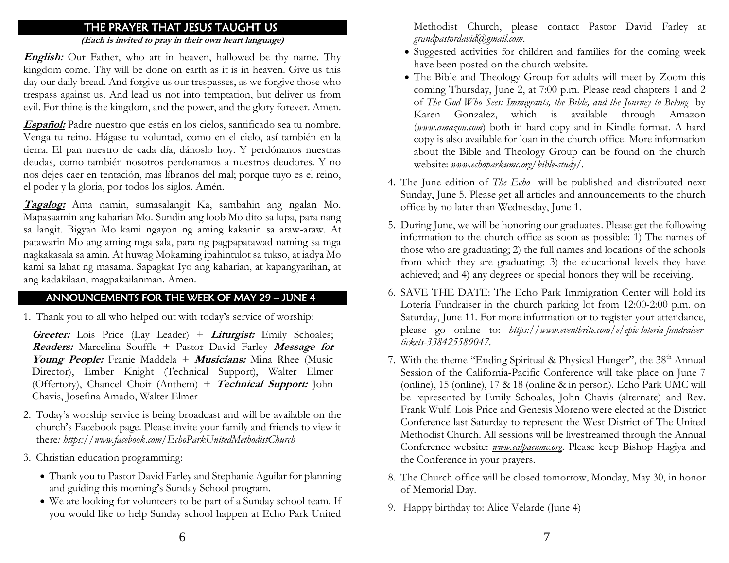## THE PRAYER THAT JESUS TAUGHT US

**(Each is invited to pray in their own heart language)**

***English:*** Our Father, who art in heaven, hallowed be thy name. Thy kingdom come. Thy will be done on earth as it is in heaven. Give us this day our daily bread. And forgive us our trespasses, as we forgive those who trespass against us. And lead us not into temptation, but deliver us from evil. For thine is the kingdom, and the power, and the glory forever. Amen.

***Español:*** Padre nuestro que estás en los cielos, santificado sea tu nombre. Venga tu reino. Hágase tu voluntad, como en el cielo, así también en la tierra. El pan nuestro de cada día, dánoslo hoy. Y perdónanos nuestras deudas, como también nosotros perdonamos a nuestros deudores. Y no nos dejes caer en tentación, mas líbranos del mal; porque tuyo es el reino, el poder y la gloria, por todos los siglos. Amén.

***Tagalog:*** Ama namin, sumasalangit Ka, sambahin ang ngalan Mo. Mapasaamin ang kaharian Mo. Sundin ang loob Mo dito sa lupa, para nang sa langit. Bigyan Mo kami ngayon ng aming kakanin sa araw-araw. At patawarin Mo ang aming mga sala, para ng pagpapatawad naming sa mga nagkakasala sa amin. At huwag Mokaming ipahintulot sa tukso, at iadya Mo kami sa lahat ng masama. Sapagkat Iyo ang kaharian, at kapangyarihan, at ang kadakilaan, magpakailanman. Amen.

## ANNOUNCEMENTS FOR THE WEEK OF MAY 29 – JUNE 4

1. Thank you to all who helped out with today's service of worship:

   ***Greeter:*** Lois Price (Lay Leader) + ***Liturgist:*** Emily Schoales; ***Readers:*** Marcelina Souffle + Pastor David Farley ***Message for Young People:*** Franie Maddela + ***Musicians:*** Mina Rhee (Music Director), Ember Knight (Technical Support), Walter Elmer (Offertory), Chancel Choir (Anthem) + ***Technical Support:*** John Chavis, Josefina Amado, Walter Elmer

2. Today's worship service is being broadcast and will be available on the church's Facebook page. Please invite your family and friends to view it there*: https://www.facebook.com/EchoParkUnitedMethodistChurch*

3. Christian education programming:
   - Thank you to Pastor David Farley and Stephanie Aguilar for planning and guiding this morning's Sunday School program.
   - We are looking for volunteers to be part of a Sunday school team. If you would like to help Sunday school happen at Echo Park United Methodist Church, please contact Pastor David Farley at *grandpastordavid@gmail.com*.
   - Suggested activities for children and families for the coming week have been posted on the church website.
   - The Bible and Theology Group for adults will meet by Zoom this coming Thursday, June 2, at 7:00 p.m. Please read chapters 1 and 2 of *The God Who Sees: Immigrants, the Bible, and the Journey to Belong* by Karen Gonzalez, which is available through Amazon (*www.amazon.com*) both in hard copy and in Kindle format. A hard copy is also available for loan in the church office. More information about the Bible and Theology Group can be found on the church website: *www.echoparkumc.org/bible-study/*.

4. The June edition of *The Echo* will be published and distributed next Sunday, June 5. Please get all articles and announcements to the church office by no later than Wednesday, June 1.

5. During June, we will be honoring our graduates. Please get the following information to the church office as soon as possible: 1) The names of those who are graduating; 2) the full names and locations of the schools from which they are graduating; 3) the educational levels they have achieved; and 4) any degrees or special honors they will be receiving.

6. SAVE THE DATE: The Echo Park Immigration Center will hold its Lotería Fundraiser in the church parking lot from 12:00-2:00 p.m. on Saturday, June 11. For more information or to register your attendance, please go online to: *https://www.eventbrite.com/e/epic-loteria-fundraiser-tickets-338425589047*.

7. With the theme "Ending Spiritual & Physical Hunger", the 38th Annual Session of the California-Pacific Conference will take place on June 7 (online), 15 (online), 17 & 18 (online & in person). Echo Park UMC will be represented by Emily Schoales, John Chavis (alternate) and Rev. Frank Wulf. Lois Price and Genesis Moreno were elected at the District Conference last Saturday to represent the West District of The United Methodist Church. All sessions will be livestreamed through the Annual Conference website: *www.calpacumc.org*. Please keep Bishop Hagiya and the Conference in your prayers.

8. The Church office will be closed tomorrow, Monday, May 30, in honor of Memorial Day.

9. Happy birthday to: Alice Velarde (June 4)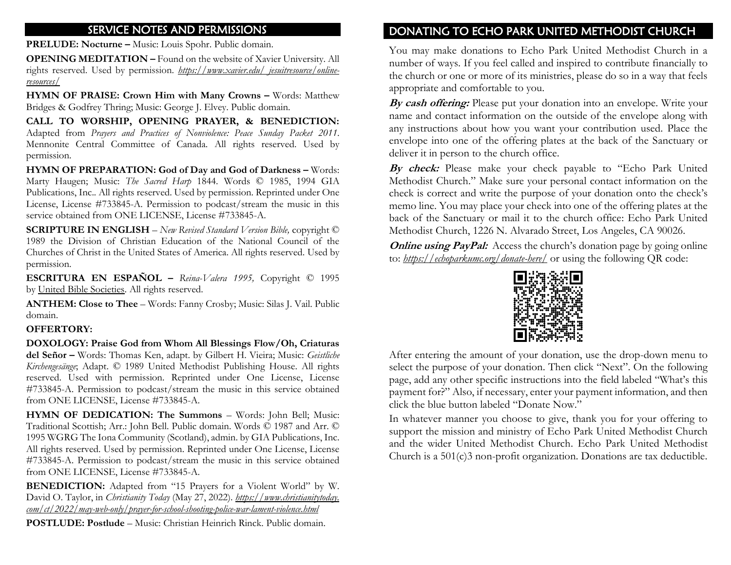## SERVICE NOTES AND PERMISSIONS

**PRELUDE: Nocturne –** Music: Louis Spohr. Public domain.

**OPENING MEDITATION –** Found on the website of Xavier University. All rights reserved. Used by permission. *https://www.xavier.edu/ jesuitresource/online-resources/*

**HYMN OF PRAISE: Crown Him with Many Crowns –** Words: Matthew Bridges & Godfrey Thring; Music: George J. Elvey. Public domain.

**CALL TO WORSHIP, OPENING PRAYER, & BENEDICTION:** Adapted from *Prayers and Practices of Nonviolence: Peace Sunday Packet 2011*. Mennonite Central Committee of Canada. All rights reserved. Used by permission.

**HYMN OF PREPARATION: God of Day and God of Darkness –** Words: Marty Haugen; Music: *The Sacred Harp* 1844. Words © 1985, 1994 GIA Publications, Inc.. All rights reserved. Used by permission. Reprinted under One License, License #733845-A. Permission to podcast/stream the music in this service obtained from ONE LICENSE, License #733845-A.

**SCRIPTURE IN ENGLISH** – *New Revised Standard Version Bible,* copyright © 1989 the Division of Christian Education of the National Council of the Churches of Christ in the United States of America. All rights reserved. Used by permission.

**ESCRITURA EN ESPAÑOL –** *Reina-Valera 1995,* Copyright © 1995 by United Bible Societies. All rights reserved.

**ANTHEM: Close to Thee** – Words: Fanny Crosby; Music: Silas J. Vail. Public domain.

**OFFERTORY:**

**DOXOLOGY: Praise God from Whom All Blessings Flow/Oh, Criaturas del Señor –** Words: Thomas Ken, adapt. by Gilbert H. Vieira; Music: *Geistliche Kirchengesänge*; Adapt. © 1989 United Methodist Publishing House. All rights reserved. Used with permission. Reprinted under One License, License #733845-A. Permission to podcast/stream the music in this service obtained from ONE LICENSE, License #733845-A.

**HYMN OF DEDICATION: The Summons** – Words: John Bell; Music: Traditional Scottish; Arr.: John Bell. Public domain. Words © 1987 and Arr. © 1995 WGRG The Iona Community (Scotland), admin. by GIA Publications, Inc. All rights reserved. Used by permission. Reprinted under One License, License #733845-A. Permission to podcast/stream the music in this service obtained from ONE LICENSE, License #733845-A.

**BENEDICTION:** Adapted from "15 Prayers for a Violent World" by W. David O. Taylor, in *Christianity Today* (May 27, 2022). *https://www.christianitytoday.com/ct/2022/may-web-only/prayer-for-school-shooting-police-war-lament-violence.html*

**POSTLUDE: Postlude** – Music: Christian Heinrich Rinck. Public domain.

## DONATING TO ECHO PARK UNITED METHODIST CHURCH

You may make donations to Echo Park United Methodist Church in a number of ways. If you feel called and inspired to contribute financially to the church or one or more of its ministries, please do so in a way that feels appropriate and comfortable to you.

***By cash offering:*** Please put your donation into an envelope. Write your name and contact information on the outside of the envelope along with any instructions about how you want your contribution used. Place the envelope into one of the offering plates at the back of the Sanctuary or deliver it in person to the church office.

***By check:*** Please make your check payable to "Echo Park United Methodist Church." Make sure your personal contact information on the check is correct and write the purpose of your donation onto the check's memo line. You may place your check into one of the offering plates at the back of the Sanctuary or mail it to the church office: Echo Park United Methodist Church, 1226 N. Alvarado Street, Los Angeles, CA 90026.

***Online using PayPal:*** Access the church's donation page by going online to: *https://echoparkumc.org/donate-here/* or using the following QR code:

After entering the amount of your donation, use the drop-down menu to select the purpose of your donation. Then click "Next". On the following page, add any other specific instructions into the field labeled "What's this payment for?" Also, if necessary, enter your payment information, and then click the blue button labeled "Donate Now."

In whatever manner you choose to give, thank you for your offering to support the mission and ministry of Echo Park United Methodist Church and the wider United Methodist Church. Echo Park United Methodist Church is a 501(c)3 non-profit organization. Donations are tax deductible.